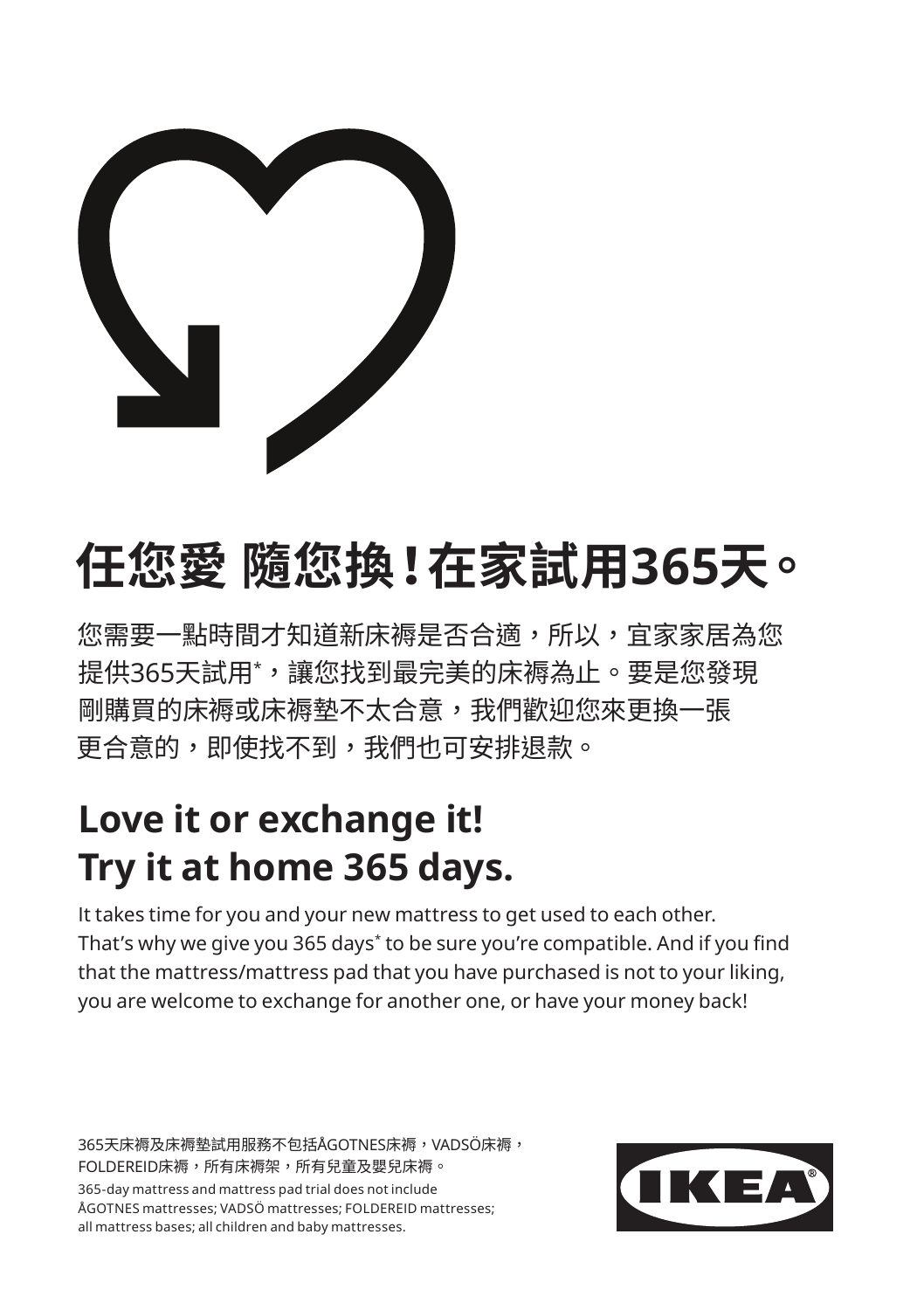# 任您愛 隨您換！在家試用365天。

您需要一點時間才知道新床褥是否合適，所以，宜家家居為您提供365天試用*，讓您找到最完美的床褥為止。要是您發現剛購買的床褥或床褥墊不太合意，我們歡迎您來更換一張更合意的，即使找不到，我們也可安排退款。

# Love it or exchange it! Try it at home 365 days.

It takes time for you and your new mattress to get used to each other. That's why we give you 365 days* to be sure you're compatible. And if you find that the mattress/mattress pad that you have purchased is not to your liking, you are welcome to exchange for another one, or have your money back!

365天床褥及床褥墊試用服務不包括ÅGOTNES床褥，VADSÖ床褥，FOLDEREID床褥，所有床褥架，所有兒童及嬰兒床褥。

365-day mattress and mattress pad trial does not include ÅGOTNES mattresses; VADSÖ mattresses; FOLDEREID mattresses; all mattress bases; all children and baby mattresses.

IKEA®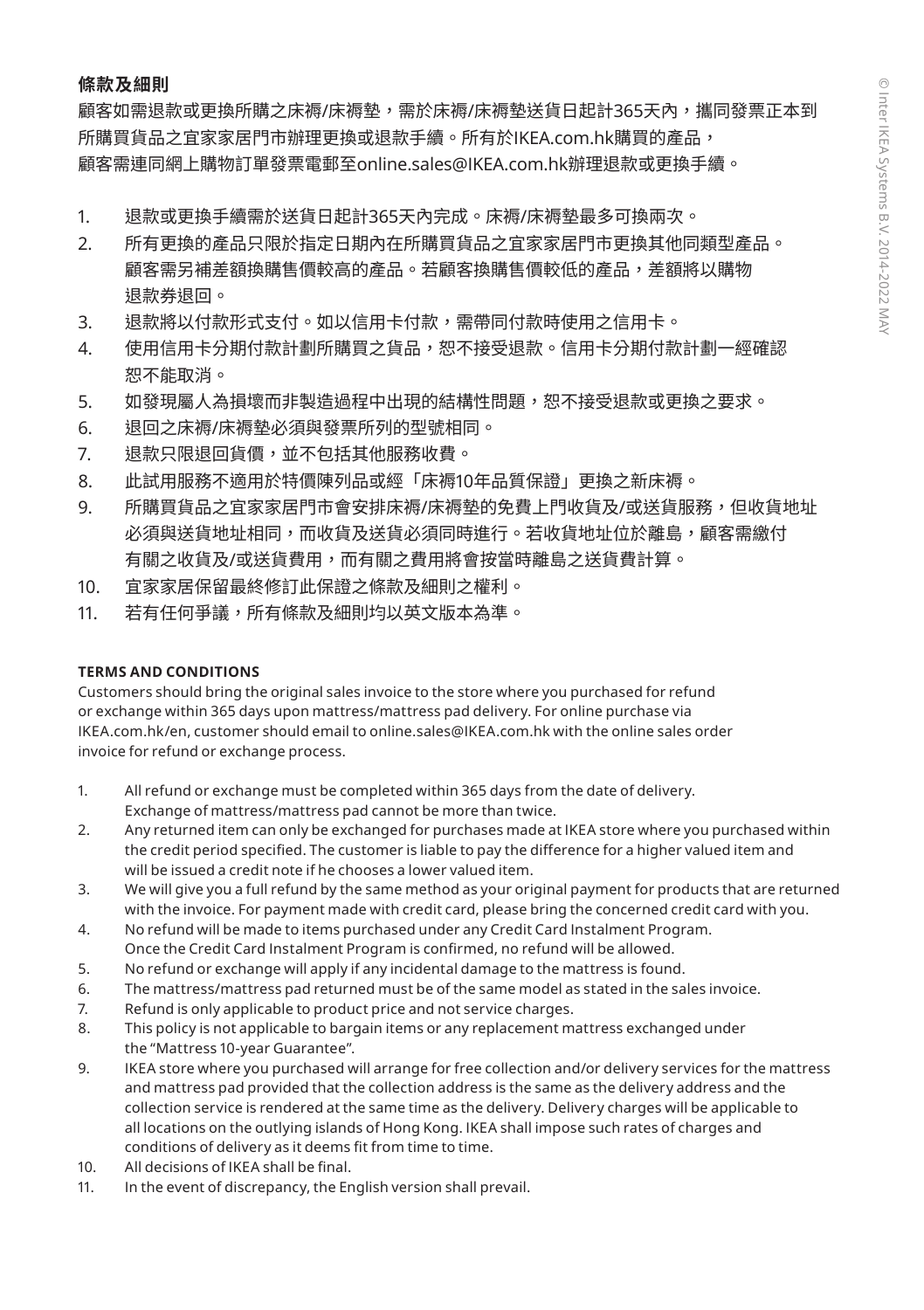**條款及細則**

顧客如需退款或更換所購之床褥/床褥墊，需於床褥/床褥墊送貨日起計365天內，攜同發票正本到所購買貨品之宜家家居門市辦理更換或退款手續。所有於IKEA.com.hk購買的產品，顧客需連同網上購物訂單發票電郵至online.sales@IKEA.com.hk辦理退款或更換手續。

1. 退款或更換手續需於送貨日起計365天內完成。床褥/床褥墊最多可換兩次。
2. 所有更換的產品只限於指定日期內在所購買貨品之宜家家居門市更換其他同類型產品。顧客需另補差額換購售價較高的產品。若顧客換購售價較低的產品，差額將以購物退款券退回。
3. 退款將以付款形式支付。如以信用卡付款，需帶同付款時使用之信用卡。
4. 使用信用卡分期付款計劃所購買之貨品，恕不接受退款。信用卡分期付款計劃一經確認恕不能取消。
5. 如發現屬人為損壞而非製造過程中出現的結構性問題，恕不接受退款或更換之要求。
6. 退回之床褥/床褥墊必須與發票所列的型號相同。
7. 退款只限退回貨價，並不包括其他服務收費。
8. 此試用服務不適用於特價陳列品或經「床褥10年品質保證」更換之新床褥。
9. 所購買貨品之宜家家居門市會安排床褥/床褥墊的免費上門收貨及/或送貨服務，但收貨地址必須與送貨地址相同，而收貨及送貨必須同時進行。若收貨地址位於離島，顧客需繳付有關之收貨及/或送貨費用，而有關之費用將會按當時離島之送貨費計算。
10. 宜家家居保留最終修訂此保證之條款及細則之權利。
11. 若有任何爭議，所有條款及細則均以英文版本為準。

**TERMS AND CONDITIONS**

Customers should bring the original sales invoice to the store where you purchased for refund or exchange within 365 days upon mattress/mattress pad delivery. For online purchase via IKEA.com.hk/en, customer should email to online.sales@IKEA.com.hk with the online sales order invoice for refund or exchange process.

1. All refund or exchange must be completed within 365 days from the date of delivery. Exchange of mattress/mattress pad cannot be more than twice.
2. Any returned item can only be exchanged for purchases made at IKEA store where you purchased within the credit period specified. The customer is liable to pay the difference for a higher valued item and will be issued a credit note if he chooses a lower valued item.
3. We will give you a full refund by the same method as your original payment for products that are returned with the invoice. For payment made with credit card, please bring the concerned credit card with you.
4. No refund will be made to items purchased under any Credit Card Instalment Program. Once the Credit Card Instalment Program is confirmed, no refund will be allowed.
5. No refund or exchange will apply if any incidental damage to the mattress is found.
6. The mattress/mattress pad returned must be of the same model as stated in the sales invoice.
7. Refund is only applicable to product price and not service charges.
8. This policy is not applicable to bargain items or any replacement mattress exchanged under the "Mattress 10-year Guarantee".
9. IKEA store where you purchased will arrange for free collection and/or delivery services for the mattress and mattress pad provided that the collection address is the same as the delivery address and the collection service is rendered at the same time as the delivery. Delivery charges will be applicable to all locations on the outlying islands of Hong Kong. IKEA shall impose such rates of charges and conditions of delivery as it deems fit from time to time.
10. All decisions of IKEA shall be final.
11. In the event of discrepancy, the English version shall prevail.

© Inter IKEA Systems B.V. 2014-2022 MAY